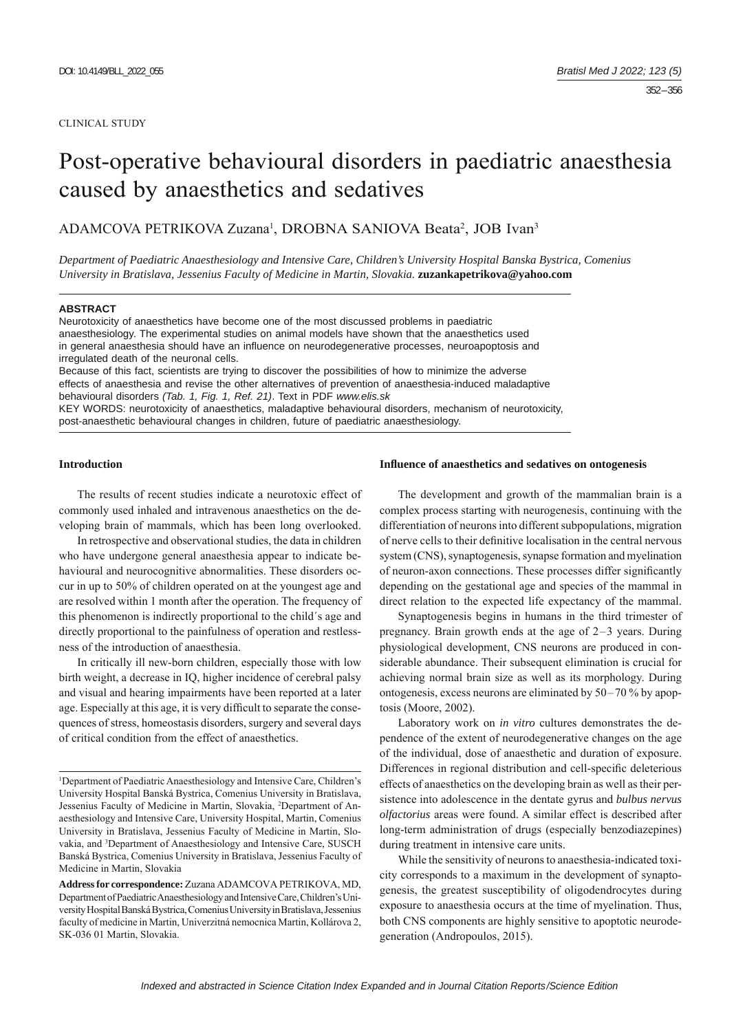CLINICAL STUDY

# Post-operative behavioural disorders in paediatric anaesthesia caused by anaesthetics and sedatives

ADAMCOVA PETRIKOVA Zuzana[1], DROBNA SANIOVA Beata[2], JOB Ivan[3]

*Department of Paediatric Anaesthesiology and Intensive Care, Children's University Hospital Banska Bystrica, Comenius University in Bratislava, Jessenius Faculty of Medicine in Martin, Slovakia.* **zuzankapetrikova@yahoo.com**

**ABSTRACT**

Neurotoxicity of anaesthetics have become one of the most discussed problems in paediatric anaesthesiology. The experimental studies on animal models have shown that the anaesthetics used in general anaesthesia should have an influence on neurodegenerative processes, neuroapoptosis and irregulated death of the neuronal cells.

Because of this fact, scientists are trying to discover the possibilities of how to minimize the adverse effects of anaesthesia and revise the other alternatives of prevention of anaesthesia-induced maladaptive behavioural disorders *(Tab. 1, Fig. 1, Ref. 21)*. Text in PDF *www.elis.sk*

KEY WORDS: neurotoxicity of anaesthetics, maladaptive behavioural disorders, mechanism of neurotoxicity, post-anaesthetic behavioural changes in children, future of paediatric anaesthesiology.

## Introduction

The results of recent studies indicate a neurotoxic effect of commonly used inhaled and intravenous anaesthetics on the developing brain of mammals, which has been long overlooked.

In retrospective and observational studies, the data in children who have undergone general anaesthesia appear to indicate behavioural and neurocognitive abnormalities. These disorders occur in up to 50% of children operated on at the youngest age and are resolved within 1 month after the operation. The frequency of this phenomenon is indirectly proportional to the child´s age and directly proportional to the painfulness of operation and restlessness of the introduction of anaesthesia.

In critically ill new-born children, especially those with low birth weight, a decrease in IQ, higher incidence of cerebral palsy and visual and hearing impairments have been reported at a later age. Especially at this age, it is very difficult to separate the consequences of stress, homeostasis disorders, surgery and several days of critical condition from the effect of anaesthetics.

[1]Department of Paediatric Anaesthesiology and Intensive Care, Children's University Hospital Banská Bystrica, Comenius University in Bratislava, Jessenius Faculty of Medicine in Martin, Slovakia, [2]Department of Anaesthesiology and Intensive Care, University Hospital, Martin, Comenius University in Bratislava, Jessenius Faculty of Medicine in Martin, Slovakia, and [3]Department of Anaesthesiology and Intensive Care, SUSCH Banská Bystrica, Comenius University in Bratislava, Jessenius Faculty of Medicine in Martin, Slovakia

**Address for correspondence:** Zuzana ADAMCOVA PETRIKOVA, MD, Department of Paediatric Anaesthesiology and Intensive Care, Children's University Hospital Banská Bystrica, Comenius University in Bratislava, Jessenius faculty of medicine in Martin, Univerzitná nemocnica Martin, Kollárova 2, SK-036 01 Martin, Slovakia.

## Influence of anaesthetics and sedatives on ontogenesis

The development and growth of the mammalian brain is a complex process starting with neurogenesis, continuing with the differentiation of neurons into different subpopulations, migration of nerve cells to their definitive localisation in the central nervous system (CNS), synaptogenesis, synapse formation and myelination of neuron-axon connections. These processes differ significantly depending on the gestational age and species of the mammal in direct relation to the expected life expectancy of the mammal.

Synaptogenesis begins in humans in the third trimester of pregnancy. Brain growth ends at the age of 2–3 years. During physiological development, CNS neurons are produced in considerable abundance. Their subsequent elimination is crucial for achieving normal brain size as well as its morphology. During ontogenesis, excess neurons are eliminated by 50–70 % by apoptosis (Moore, 2002).

Laboratory work on *in vitro* cultures demonstrates the dependence of the extent of neurodegenerative changes on the age of the individual, dose of anaesthetic and duration of exposure. Differences in regional distribution and cell-specific deleterious effects of anaesthetics on the developing brain as well as their persistence into adolescence in the dentate gyrus and *bulbus nervus olfactorius* areas were found. A similar effect is described after long-term administration of drugs (especially benzodiazepines) during treatment in intensive care units.

While the sensitivity of neurons to anaesthesia-indicated toxicity corresponds to a maximum in the development of synaptogenesis, the greatest susceptibility of oligodendrocytes during exposure to anaesthesia occurs at the time of myelination. Thus, both CNS components are highly sensitive to apoptotic neurodegeneration (Andropoulos, 2015).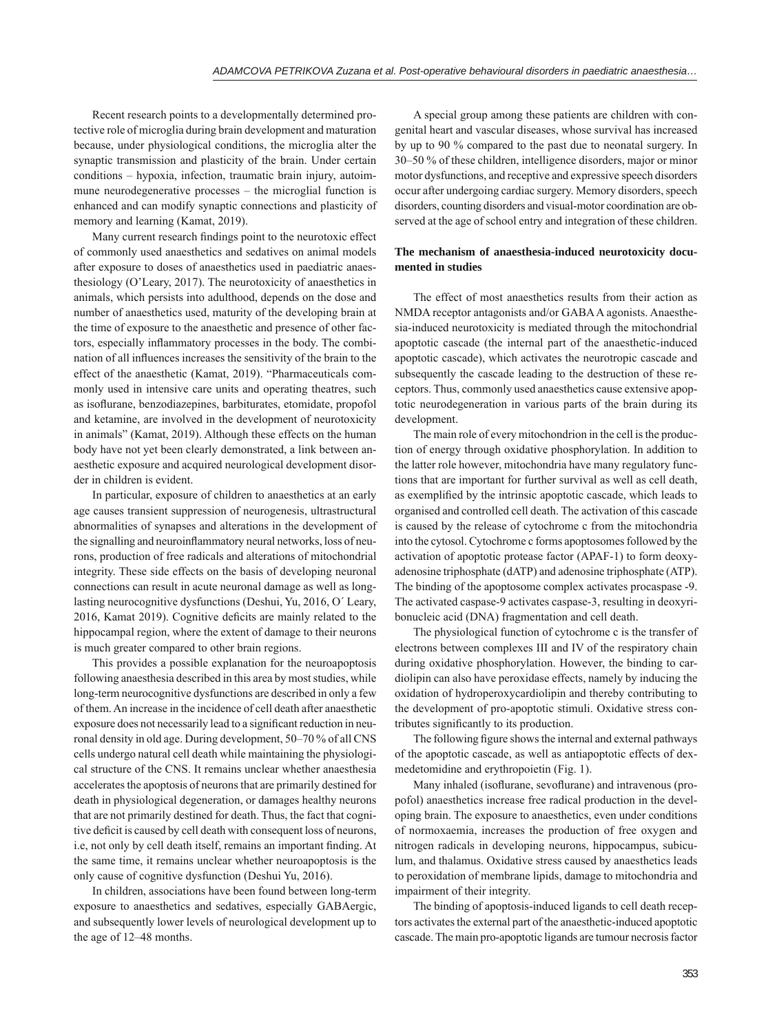Recent research points to a developmentally determined protective role of microglia during brain development and maturation because, under physiological conditions, the microglia alter the synaptic transmission and plasticity of the brain. Under certain conditions – hypoxia, infection, traumatic brain injury, autoimmune neurodegenerative processes – the microglial function is enhanced and can modify synaptic connections and plasticity of memory and learning (Kamat, 2019).

Many current research findings point to the neurotoxic effect of commonly used anaesthetics and sedatives on animal models after exposure to doses of anaesthetics used in paediatric anaesthesiology (O'Leary, 2017). The neurotoxicity of anaesthetics in animals, which persists into adulthood, depends on the dose and number of anaesthetics used, maturity of the developing brain at the time of exposure to the anaesthetic and presence of other factors, especially inflammatory processes in the body. The combination of all influences increases the sensitivity of the brain to the effect of the anaesthetic (Kamat, 2019). "Pharmaceuticals commonly used in intensive care units and operating theatres, such as isoflurane, benzodiazepines, barbiturates, etomidate, propofol and ketamine, are involved in the development of neurotoxicity in animals" (Kamat, 2019). Although these effects on the human body have not yet been clearly demonstrated, a link between anaesthetic exposure and acquired neurological development disorder in children is evident.

In particular, exposure of children to anaesthetics at an early age causes transient suppression of neurogenesis, ultrastructural abnormalities of synapses and alterations in the development of the signalling and neuroinflammatory neural networks, loss of neurons, production of free radicals and alterations of mitochondrial integrity. These side effects on the basis of developing neuronal connections can result in acute neuronal damage as well as long-lasting neurocognitive dysfunctions (Deshui, Yu, 2016, O´ Leary, 2016, Kamat 2019). Cognitive deficits are mainly related to the hippocampal region, where the extent of damage to their neurons is much greater compared to other brain regions.

This provides a possible explanation for the neuroapoptosis following anaesthesia described in this area by most studies, while long-term neurocognitive dysfunctions are described in only a few of them. An increase in the incidence of cell death after anaesthetic exposure does not necessarily lead to a significant reduction in neuronal density in old age. During development, 50–70 % of all CNS cells undergo natural cell death while maintaining the physiological structure of the CNS. It remains unclear whether anaesthesia accelerates the apoptosis of neurons that are primarily destined for death in physiological degeneration, or damages healthy neurons that are not primarily destined for death. Thus, the fact that cognitive deficit is caused by cell death with consequent loss of neurons, i.e, not only by cell death itself, remains an important finding. At the same time, it remains unclear whether neuroapoptosis is the only cause of cognitive dysfunction (Deshui Yu, 2016).

In children, associations have been found between long-term exposure to anaesthetics and sedatives, especially GABAergic, and subsequently lower levels of neurological development up to the age of 12–48 months.

A special group among these patients are children with congenital heart and vascular diseases, whose survival has increased by up to 90 % compared to the past due to neonatal surgery. In 30–50 % of these children, intelligence disorders, major or minor motor dysfunctions, and receptive and expressive speech disorders occur after undergoing cardiac surgery. Memory disorders, speech disorders, counting disorders and visual-motor coordination are observed at the age of school entry and integration of these children.

### The mechanism of anaesthesia-induced neurotoxicity documented in studies

The effect of most anaesthetics results from their action as NMDA receptor antagonists and/or GABA A agonists. Anaesthesia-induced neurotoxicity is mediated through the mitochondrial apoptotic cascade (the internal part of the anaesthetic-induced apoptotic cascade), which activates the neurotropic cascade and subsequently the cascade leading to the destruction of these receptors. Thus, commonly used anaesthetics cause extensive apoptotic neurodegeneration in various parts of the brain during its development.

The main role of every mitochondrion in the cell is the production of energy through oxidative phosphorylation. In addition to the latter role however, mitochondria have many regulatory functions that are important for further survival as well as cell death, as exemplified by the intrinsic apoptotic cascade, which leads to organised and controlled cell death. The activation of this cascade is caused by the release of cytochrome c from the mitochondria into the cytosol. Cytochrome c forms apoptosomes followed by the activation of apoptotic protease factor (APAF-1) to form deoxyadenosine triphosphate (dATP) and adenosine triphosphate (ATP). The binding of the apoptosome complex activates procaspase -9. The activated caspase-9 activates caspase-3, resulting in deoxyribonucleic acid (DNA) fragmentation and cell death.

The physiological function of cytochrome c is the transfer of electrons between complexes III and IV of the respiratory chain during oxidative phosphorylation. However, the binding to cardiolipin can also have peroxidase effects, namely by inducing the oxidation of hydroperoxycardiolipin and thereby contributing to the development of pro-apoptotic stimuli. Oxidative stress contributes significantly to its production.

The following figure shows the internal and external pathways of the apoptotic cascade, as well as antiapoptotic effects of dexmedetomidine and erythropoietin (Fig. 1).

Many inhaled (isoflurane, sevoflurane) and intravenous (propofol) anaesthetics increase free radical production in the developing brain. The exposure to anaesthetics, even under conditions of normoxaemia, increases the production of free oxygen and nitrogen radicals in developing neurons, hippocampus, subiculum, and thalamus. Oxidative stress caused by anaesthetics leads to peroxidation of membrane lipids, damage to mitochondria and impairment of their integrity.

The binding of apoptosis-induced ligands to cell death receptors activates the external part of the anaesthetic-induced apoptotic cascade. The main pro-apoptotic ligands are tumour necrosis factor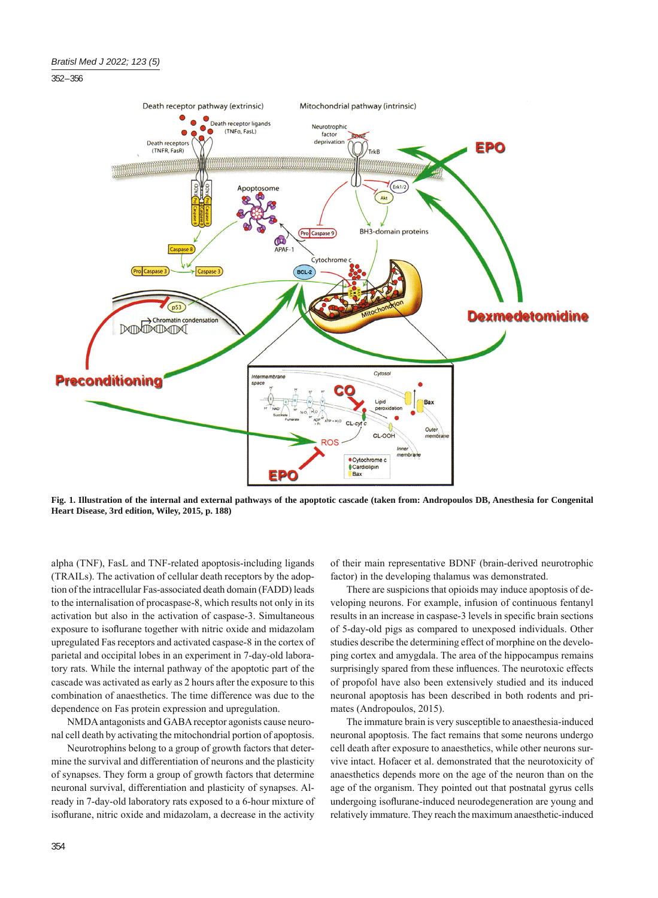**Fig. 1. Illustration of the internal and external pathways of the apoptotic cascade (taken from: Andropoulos DB, Anesthesia for Congenital Heart Disease, 3rd edition, Wiley, 2015, p. 188)**

alpha (TNF), FasL and TNF-related apoptosis-including ligands (TRAILs). The activation of cellular death receptors by the adoption of the intracellular Fas-associated death domain (FADD) leads to the internalisation of procaspase-8, which results not only in its activation but also in the activation of caspase-3. Simultaneous exposure to isoflurane together with nitric oxide and midazolam upregulated Fas receptors and activated caspase-8 in the cortex of parietal and occipital lobes in an experiment in 7-day-old laboratory rats. While the internal pathway of the apoptotic part of the cascade was activated as early as 2 hours after the exposure to this combination of anaesthetics. The time difference was due to the dependence on Fas protein expression and upregulation.

NMDA antagonists and GABA receptor agonists cause neuronal cell death by activating the mitochondrial portion of apoptosis.

Neurotrophins belong to a group of growth factors that determine the survival and differentiation of neurons and the plasticity of synapses. They form a group of growth factors that determine neuronal survival, differentiation and plasticity of synapses. Already in 7-day-old laboratory rats exposed to a 6-hour mixture of isoflurane, nitric oxide and midazolam, a decrease in the activity of their main representative BDNF (brain-derived neurotrophic factor) in the developing thalamus was demonstrated.

There are suspicions that opioids may induce apoptosis of developing neurons. For example, infusion of continuous fentanyl results in an increase in caspase-3 levels in specific brain sections of 5-day-old pigs as compared to unexposed individuals. Other studies describe the determining effect of morphine on the developing cortex and amygdala. The area of the hippocampus remains surprisingly spared from these influences. The neurotoxic effects of propofol have also been extensively studied and its induced neuronal apoptosis has been described in both rodents and primates (Andropoulos, 2015).

The immature brain is very susceptible to anaesthesia-induced neuronal apoptosis. The fact remains that some neurons undergo cell death after exposure to anaesthetics, while other neurons survive intact. Hofacer et al. demonstrated that the neurotoxicity of anaesthetics depends more on the age of the neuron than on the age of the organism. They pointed out that postnatal gyrus cells undergoing isoflurane-induced neurodegeneration are young and relatively immature. They reach the maximum anaesthetic-induced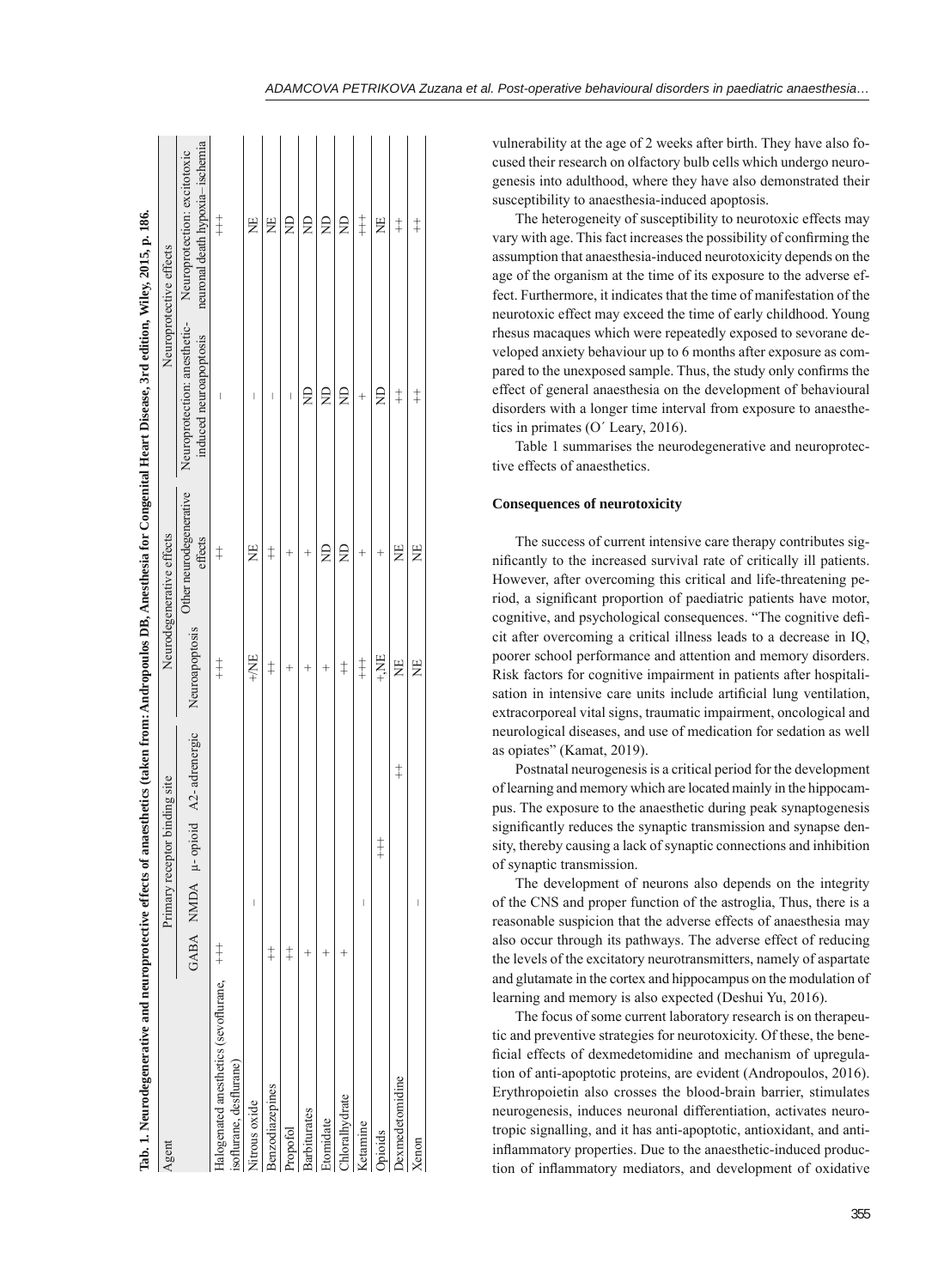**Tab. 1. Neurodegenerative and neuroprotective effects of anaesthetics (taken from: Andropoulos DB, Anesthesia for Congenital Heart Disease, 3rd edition, Wiley, 2015, p. 186.**

| Agent | Primary receptor binding site | | | | Neurodegenerative effects | | Neuroprotective effects | |
|---|---|---|---|---|---|---|---|---|
| | GABA | NMDA | µ- opioid | A2- adrenergic | Neuroapoptosis | Other neurodegenerative effects | Neuroprotection: anesthetic-induced neuroapoptosis | Neuroprotection: excitotoxic neuronal death hypoxia– ischemia |
| Halogenated anesthetics (sevoflurane, isoflurane, desflurane) | +++ | | | | +++ | ++ | – | +++ |
| Nitrous oxide | | – | | | +/NE | NE | – | NE |
| Benzodiazepines | ++ | | | | ++ | ++ | – | NE |
| Propofol | ++ | | | | + | + | – | ND |
| Barbiturates | + | | | | + | + | ND | ND |
| Etomidate | + | | | | + | ND | ND | ND |
| Chloralhydrate | + | | | | ++ | ND | ND | ND |
| Ketamine | | – | | | +++ | + | + | +++ |
| Opioids | | | +++ | | +,NE | + | ND | NE |
| Dexmedetomidine | | | | ++ | NE | NE | ++ | ++ |
| Xenon | | – | | | NE | NE | ++ | ++ |

vulnerability at the age of 2 weeks after birth. They have also focused their research on olfactory bulb cells which undergo neurogenesis into adulthood, where they have also demonstrated their susceptibility to anaesthesia-induced apoptosis.

The heterogeneity of susceptibility to neurotoxic effects may vary with age. This fact increases the possibility of confirming the assumption that anaesthesia-induced neurotoxicity depends on the age of the organism at the time of its exposure to the adverse effect. Furthermore, it indicates that the time of manifestation of the neurotoxic effect may exceed the time of early childhood. Young rhesus macaques which were repeatedly exposed to sevorane developed anxiety behaviour up to 6 months after exposure as compared to the unexposed sample. Thus, the study only confirms the effect of general anaesthesia on the development of behavioural disorders with a longer time interval from exposure to anaesthetics in primates (O´ Leary, 2016).

Table 1 summarises the neurodegenerative and neuroprotective effects of anaesthetics.

**Consequences of neurotoxicity**

The success of current intensive care therapy contributes significantly to the increased survival rate of critically ill patients. However, after overcoming this critical and life-threatening period, a significant proportion of paediatric patients have motor, cognitive, and psychological consequences. "The cognitive deficit after overcoming a critical illness leads to a decrease in IQ, poorer school performance and attention and memory disorders. Risk factors for cognitive impairment in patients after hospitalisation in intensive care units include artificial lung ventilation, extracorporeal vital signs, traumatic impairment, oncological and neurological diseases, and use of medication for sedation as well as opiates" (Kamat, 2019).

Postnatal neurogenesis is a critical period for the development of learning and memory which are located mainly in the hippocampus. The exposure to the anaesthetic during peak synaptogenesis significantly reduces the synaptic transmission and synapse density, thereby causing a lack of synaptic connections and inhibition of synaptic transmission.

The development of neurons also depends on the integrity of the CNS and proper function of the astroglia, Thus, there is a reasonable suspicion that the adverse effects of anaesthesia may also occur through its pathways. The adverse effect of reducing the levels of the excitatory neurotransmitters, namely of aspartate and glutamate in the cortex and hippocampus on the modulation of learning and memory is also expected (Deshui Yu, 2016).

The focus of some current laboratory research is on therapeutic and preventive strategies for neurotoxicity. Of these, the beneficial effects of dexmedetomidine and mechanism of upregulation of anti-apoptotic proteins, are evident (Andropoulos, 2016). Erythropoietin also crosses the blood-brain barrier, stimulates neurogenesis, induces neuronal differentiation, activates neurotropic signalling, and it has anti-apoptotic, antioxidant, and anti-inflammatory properties. Due to the anaesthetic-induced production of inflammatory mediators, and development of oxidative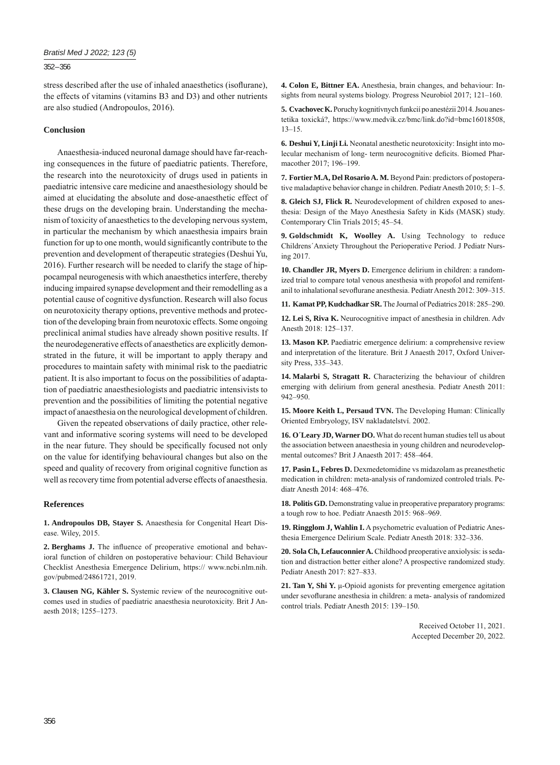stress described after the use of inhaled anaesthetics (isoflurane), the effects of vitamins (vitamins B3 and D3) and other nutrients are also studied (Andropoulos, 2016).

## Conclusion

Anaesthesia-induced neuronal damage should have far-reaching consequences in the future of paediatric patients. Therefore, the research into the neurotoxicity of drugs used in patients in paediatric intensive care medicine and anaesthesiology should be aimed at elucidating the absolute and dose-anaesthetic effect of these drugs on the developing brain. Understanding the mechanism of toxicity of anaesthetics to the developing nervous system, in particular the mechanism by which anaesthesia impairs brain function for up to one month, would significantly contribute to the prevention and development of therapeutic strategies (Deshui Yu, 2016). Further research will be needed to clarify the stage of hippocampal neurogenesis with which anaesthetics interfere, thereby inducing impaired synapse development and their remodelling as a potential cause of cognitive dysfunction. Research will also focus on neurotoxicity therapy options, preventive methods and protection of the developing brain from neurotoxic effects. Some ongoing preclinical animal studies have already shown positive results. If the neurodegenerative effects of anaesthetics are explicitly demonstrated in the future, it will be important to apply therapy and procedures to maintain safety with minimal risk to the paediatric patient. It is also important to focus on the possibilities of adaptation of paediatric anaesthesiologists and paediatric intensivists to prevention and the possibilities of limiting the potential negative impact of anaesthesia on the neurological development of children.

Given the repeated observations of daily practice, other relevant and informative scoring systems will need to be developed in the near future. They should be specifically focused not only on the value for identifying behavioural changes but also on the speed and quality of recovery from original cognitive function as well as recovery time from potential adverse effects of anaesthesia.

## References

**1. Andropoulos DB, Stayer S.** Anaesthesia for Congenital Heart Disease. Wiley, 2015.

**2. Berghams J.** The influence of preoperative emotional and behavioral function of children on postoperative behaviour: Child Behaviour Checklist Anesthesia Emergence Delirium, https:// www.ncbi.nlm.nih.gov/pubmed/24861721, 2019.

**3. Clausen NG, Kähler S.** Systemic review of the neurocognitive outcomes used in studies of paediatric anaesthesia neurotoxicity. Brit J Anaesth 2018; 1255–1273.

**4. Colon E, Bittner EA.** Anesthesia, brain changes, and behaviour: Insights from neural systems biology. Progress Neurobiol 2017; 121–160.

**5. Cvachovec K.** Poruchy kognitívnych funkcií po anestézii 2014. Jsou anestetika toxická?, https://www.medvik.cz/bmc/link.do?id=bmc16018508, 13–15.

**6. Deshui Y, Linji Li.** Neonatal anesthetic neurotoxicity: Insight into molecular mechanism of long- term neurocognitive deficits. Biomed Pharmacother 2017; 196–199.

**7. Fortier M.A, Del Rosario A. M.** Beyond Pain: predictors of postoperative maladaptive behavior change in children. Pediatr Anesth 2010; 5: 1–5.

**8. Gleich SJ, Flick R.** Neurodevelopment of children exposed to anesthesia: Design of the Mayo Anesthesia Safety in Kids (MASK) study. Contemporary Clin Trials 2015; 45–54.

**9. Goldschmidt K, Woolley A.** Using Technology to reduce Childrens´Anxiety Throughout the Perioperative Period. J Pediatr Nursing 2017.

**10. Chandler JR, Myers D.** Emergence delirium in children: a randomized trial to compare total venous anesthesia with propofol and remifentanil to inhalational sevoflurane anesthesia. Pediatr Anesth 2012: 309–315.

**11. Kamat PP, Kudchadkar SR.** The Journal of Pediatrics 2018: 285–290.

**12. Lei S, Riva K.** Neurocognitive impact of anesthesia in children. Adv Anesth 2018: 125–137.

**13. Mason KP.** Paediatric emergence delirium: a comprehensive review and interpretation of the literature. Brit J Anaesth 2017, Oxford University Press, 335–343.

**14. Malarbi S, Stragatt R.** Characterizing the behaviour of children emerging with delirium from general anesthesia. Pediatr Anesth 2011: 942–950.

**15. Moore Keith L, Persaud TVN.** The Developing Human: Clinically Oriented Embryology, ISV nakladatelství. 2002.

**16. O´Leary JD, Warner DO.** What do recent human studies tell us about the association between anaesthesia in young children and neurodevelopmental outcomes? Brit J Anaesth 2017: 458–464.

**17. Pasin L, Febres D.** Dexmedetomidine vs midazolam as preanesthetic medication in children: meta-analysis of randomized controled trials. Pediatr Anesth 2014: 468–476.

**18. Politis GD.** Demonstrating value in preoperative preparatory programs: a tough row to hoe. Pediatr Anaesth 2015: 968–969.

**19. Ringglom J, Wahlin I.** A psychometric evaluation of Pediatric Anesthesia Emergence Delirium Scale. Pediatr Anesth 2018: 332–336.

**20. Sola Ch, Lefauconnier A.** Childhood preoperative anxiolysis: is sedation and distraction better either alone? A prospective randomized study. Pediatr Anesth 2017: 827–833.

**21. Tan Y, Shi Y.** μ-Opioid agonists for preventing emergence agitation under sevoflurane anesthesia in children: a meta- analysis of randomized control trials. Pediatr Anesth 2015: 139–150.

Received October 11, 2021.
Accepted December 20, 2022.